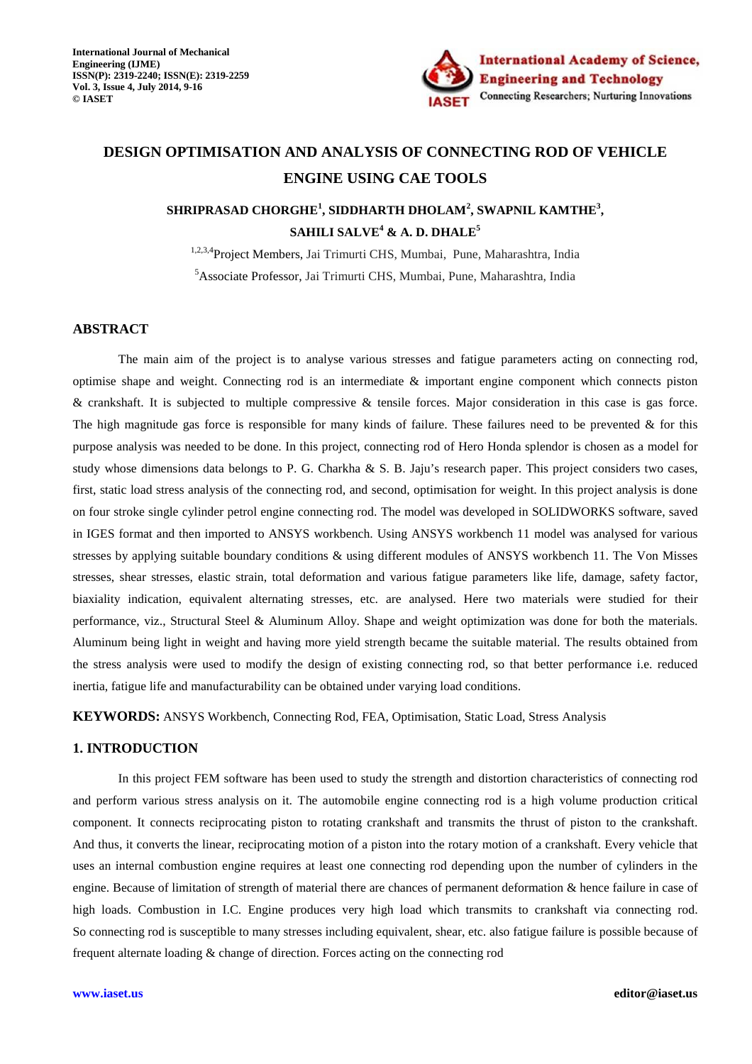# DESIGN OPTIMISATION AND ANALYSIS OF CONNECTING ROD OF VEHICLE ENGINE USING CAE TOOLS

**SHRIPRASAD CHORGHE[1], SIDDHARTH DHOLAM[2], SWAPNIL KAMTHE[3], SAHILI SALVE[4] & A. D. DHALE[5]**

[1,2,3,4]Project Members, Jai Trimurti CHS, Mumbai, Pune, Maharashtra, India

[5]Associate Professor, Jai Trimurti CHS, Mumbai, Pune, Maharashtra, India

## ABSTRACT

The main aim of the project is to analyse various stresses and fatigue parameters acting on connecting rod, optimise shape and weight. Connecting rod is an intermediate & important engine component which connects piston & crankshaft. It is subjected to multiple compressive & tensile forces. Major consideration in this case is gas force. The high magnitude gas force is responsible for many kinds of failure. These failures need to be prevented & for this purpose analysis was needed to be done. In this project, connecting rod of Hero Honda splendor is chosen as a model for study whose dimensions data belongs to P. G. Charkha & S. B. Jaju's research paper. This project considers two cases, first, static load stress analysis of the connecting rod, and second, optimisation for weight. In this project analysis is done on four stroke single cylinder petrol engine connecting rod. The model was developed in SOLIDWORKS software, saved in IGES format and then imported to ANSYS workbench. Using ANSYS workbench 11 model was analysed for various stresses by applying suitable boundary conditions & using different modules of ANSYS workbench 11. The Von Misses stresses, shear stresses, elastic strain, total deformation and various fatigue parameters like life, damage, safety factor, biaxiality indication, equivalent alternating stresses, etc. are analysed. Here two materials were studied for their performance, viz., Structural Steel & Aluminum Alloy. Shape and weight optimization was done for both the materials. Aluminum being light in weight and having more yield strength became the suitable material. The results obtained from the stress analysis were used to modify the design of existing connecting rod, so that better performance i.e. reduced inertia, fatigue life and manufacturability can be obtained under varying load conditions.

**KEYWORDS:** ANSYS Workbench, Connecting Rod, FEA, Optimisation, Static Load, Stress Analysis

## 1. INTRODUCTION

In this project FEM software has been used to study the strength and distortion characteristics of connecting rod and perform various stress analysis on it. The automobile engine connecting rod is a high volume production critical component. It connects reciprocating piston to rotating crankshaft and transmits the thrust of piston to the crankshaft. And thus, it converts the linear, reciprocating motion of a piston into the rotary motion of a crankshaft. Every vehicle that uses an internal combustion engine requires at least one connecting rod depending upon the number of cylinders in the engine. Because of limitation of strength of material there are chances of permanent deformation & hence failure in case of high loads. Combustion in I.C. Engine produces very high load which transmits to crankshaft via connecting rod. So connecting rod is susceptible to many stresses including equivalent, shear, etc. also fatigue failure is possible because of frequent alternate loading & change of direction. Forces acting on the connecting rod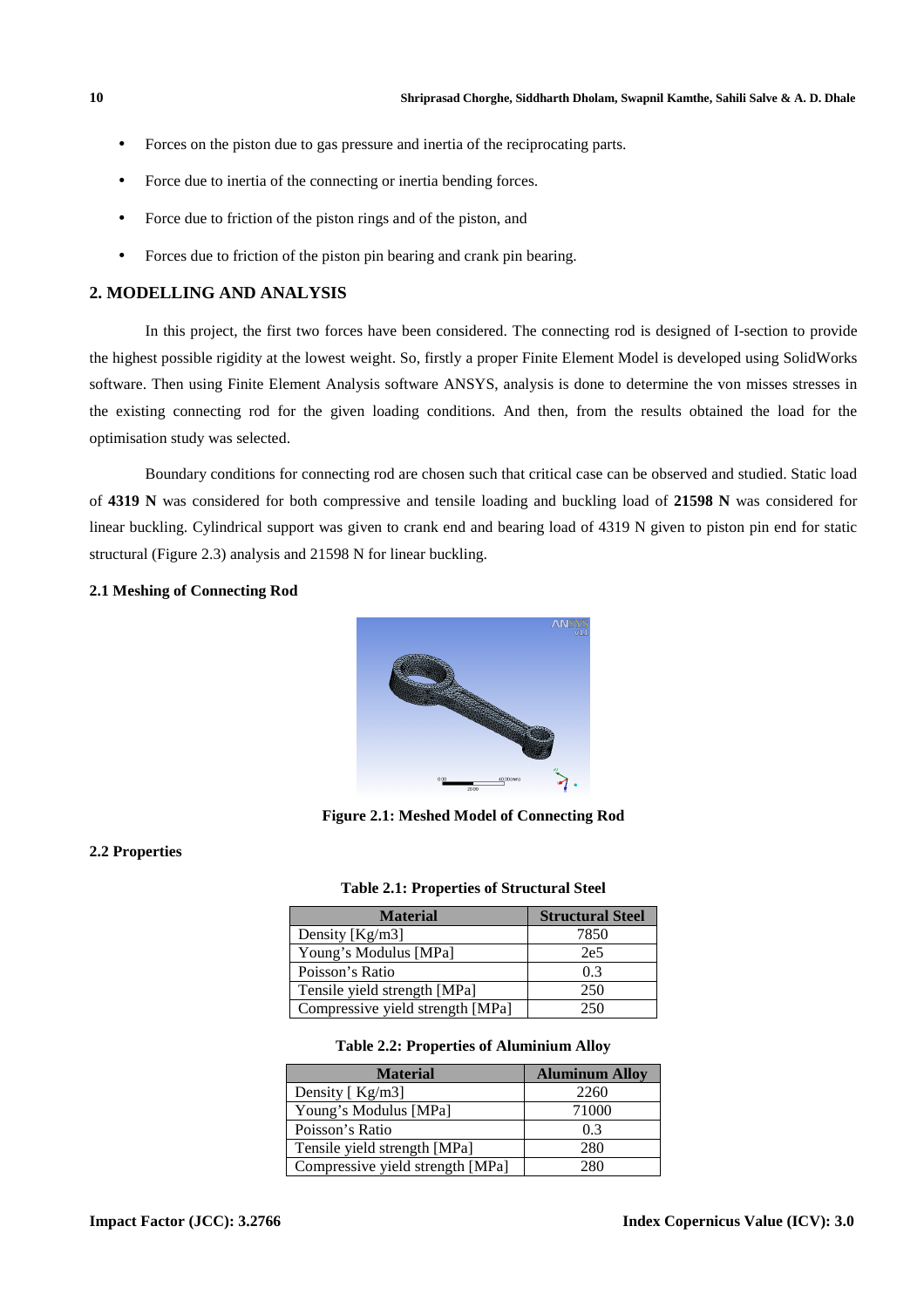- Forces on the piston due to gas pressure and inertia of the reciprocating parts.
- Force due to inertia of the connecting or inertia bending forces.
- Force due to friction of the piston rings and of the piston, and
- Forces due to friction of the piston pin bearing and crank pin bearing.

## 2. MODELLING AND ANALYSIS

In this project, the first two forces have been considered. The connecting rod is designed of I-section to provide the highest possible rigidity at the lowest weight. So, firstly a proper Finite Element Model is developed using SolidWorks software. Then using Finite Element Analysis software ANSYS, analysis is done to determine the von misses stresses in the existing connecting rod for the given loading conditions. And then, from the results obtained the load for the optimisation study was selected.

Boundary conditions for connecting rod are chosen such that critical case can be observed and studied. Static load of **4319 N** was considered for both compressive and tensile loading and buckling load of **21598 N** was considered for linear buckling. Cylindrical support was given to crank end and bearing load of 4319 N given to piston pin end for static structural (Figure 2.3) analysis and 21598 N for linear buckling.

### 2.1 Meshing of Connecting Rod

**Figure 2.1: Meshed Model of Connecting Rod**

### 2.2 Properties

**Table 2.1: Properties of Structural Steel**

| Material | Structural Steel |
|---|---|
| Density [Kg/m3] | 7850 |
| Young's Modulus [MPa] | 2e5 |
| Poisson's Ratio | 0.3 |
| Tensile yield strength [MPa] | 250 |
| Compressive yield strength [MPa] | 250 |

**Table 2.2: Properties of Aluminium Alloy**

| Material | Aluminum Alloy |
|---|---|
| Density [ Kg/m3] | 2260 |
| Young's Modulus [MPa] | 71000 |
| Poisson's Ratio | 0.3 |
| Tensile yield strength [MPa] | 280 |
| Compressive yield strength [MPa] | 280 |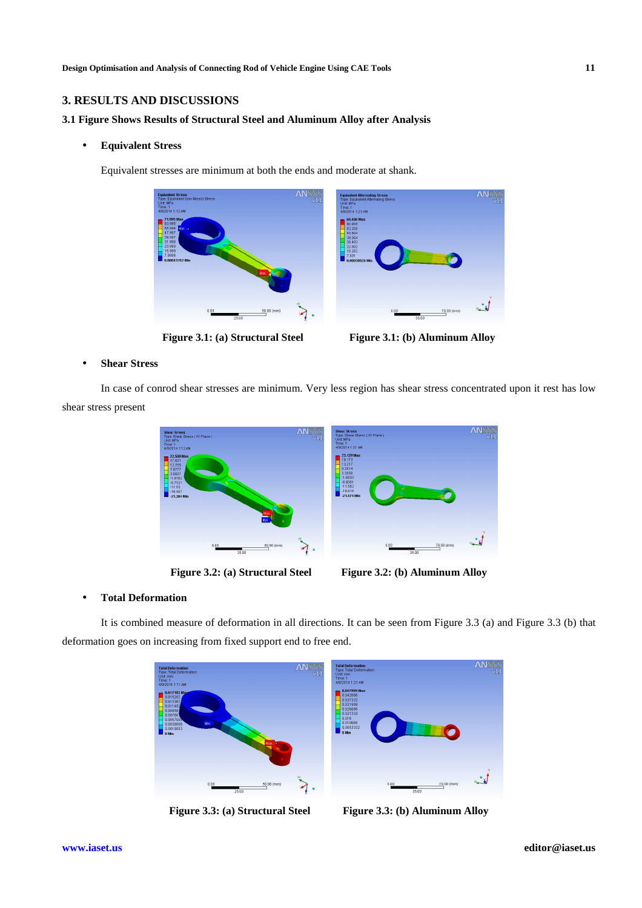## 3. RESULTS AND DISCUSSIONS

### 3.1 Figure Shows Results of Structural Steel and Aluminum Alloy after Analysis

- **Equivalent Stress**

Equivalent stresses are minimum at both the ends and moderate at shank.

**Figure 3.1: (a) Structural Steel** **Figure 3.1: (b) Aluminum Alloy**

- **Shear Stress**

In case of conrod shear stresses are minimum. Very less region has shear stress concentrated upon it rest has low shear stress present

**Figure 3.2: (a) Structural Steel** **Figure 3.2: (b) Aluminum Alloy**

- **Total Deformation**

It is combined measure of deformation in all directions. It can be seen from Figure 3.3 (a) and Figure 3.3 (b) that deformation goes on increasing from fixed support end to free end.

**Figure 3.3: (a) Structural Steel** **Figure 3.3: (b) Aluminum Alloy**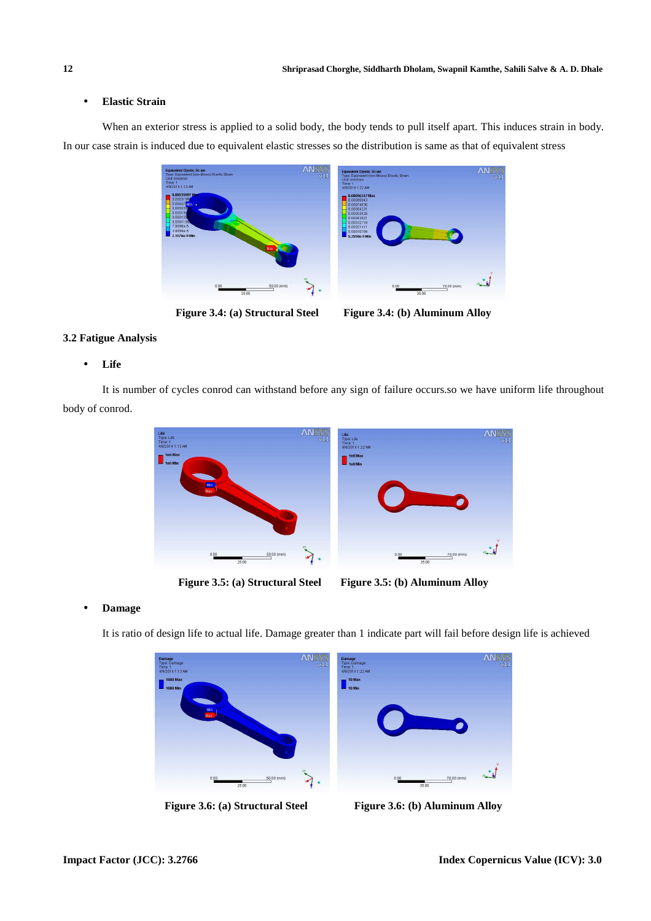- **Elastic Strain**

When an exterior stress is applied to a solid body, the body tends to pull itself apart. This induces strain in body. In our case strain is induced due to equivalent elastic stresses so the distribution is same as that of equivalent stress

**Figure 3.4: (a) Structural Steel** **Figure 3.4: (b) Aluminum Alloy**

## 3.2 Fatigue Analysis

- **Life**

It is number of cycles conrod can withstand before any sign of failure occurs.so we have uniform life throughout body of conrod.

**Figure 3.5: (a) Structural Steel** **Figure 3.5: (b) Aluminum Alloy**

- **Damage**

It is ratio of design life to actual life. Damage greater than 1 indicate part will fail before design life is achieved

**Figure 3.6: (a) Structural Steel** **Figure 3.6: (b) Aluminum Alloy**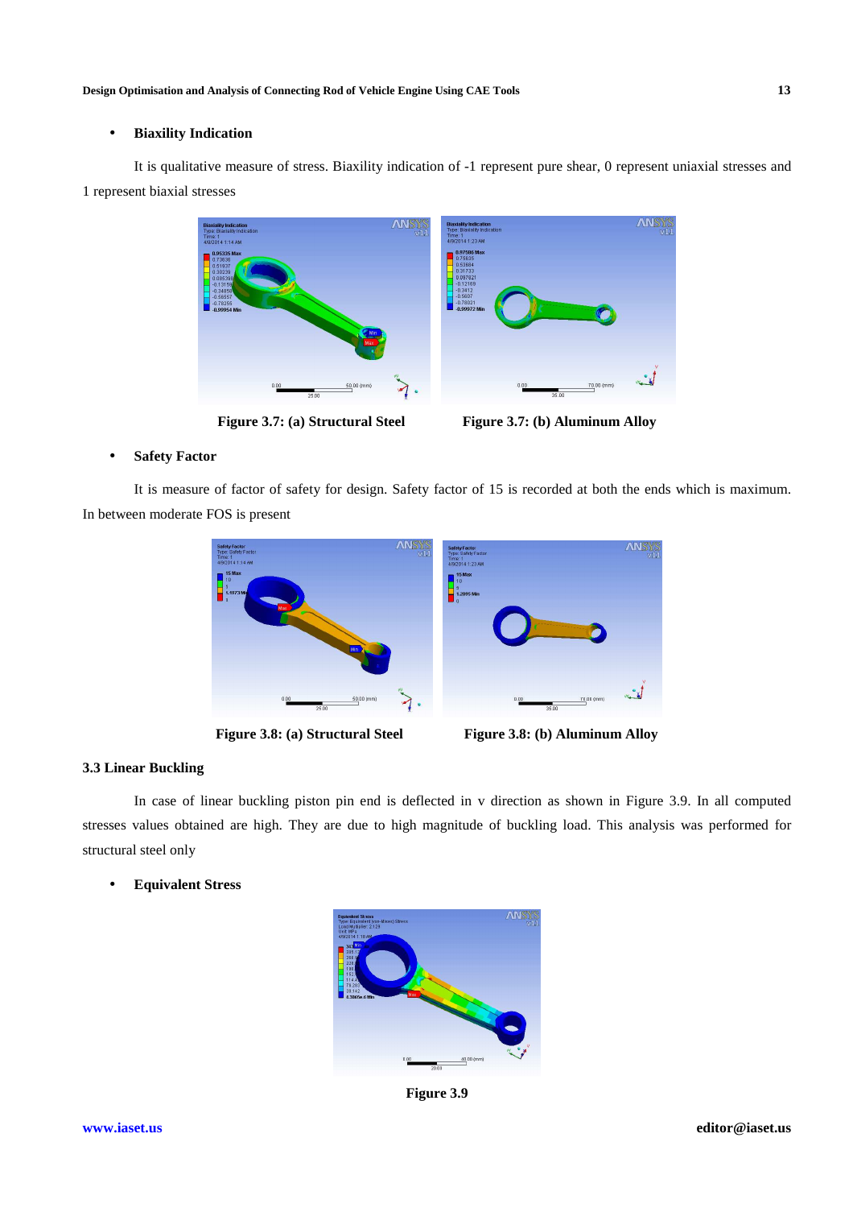- **Biaxility Indication**

It is qualitative measure of stress. Biaxility indication of -1 represent pure shear, 0 represent uniaxial stresses and 1 represent biaxial stresses

**Figure 3.7: (a) Structural Steel** **Figure 3.7: (b) Aluminum Alloy**

- **Safety Factor**

It is measure of factor of safety for design. Safety factor of 15 is recorded at both the ends which is maximum. In between moderate FOS is present

**Figure 3.8: (a) Structural Steel** **Figure 3.8: (b) Aluminum Alloy**

### 3.3 Linear Buckling

In case of linear buckling piston pin end is deflected in v direction as shown in Figure 3.9. In all computed stresses values obtained are high. They are due to high magnitude of buckling load. This analysis was performed for structural steel only

- **Equivalent Stress**

**Figure 3.9**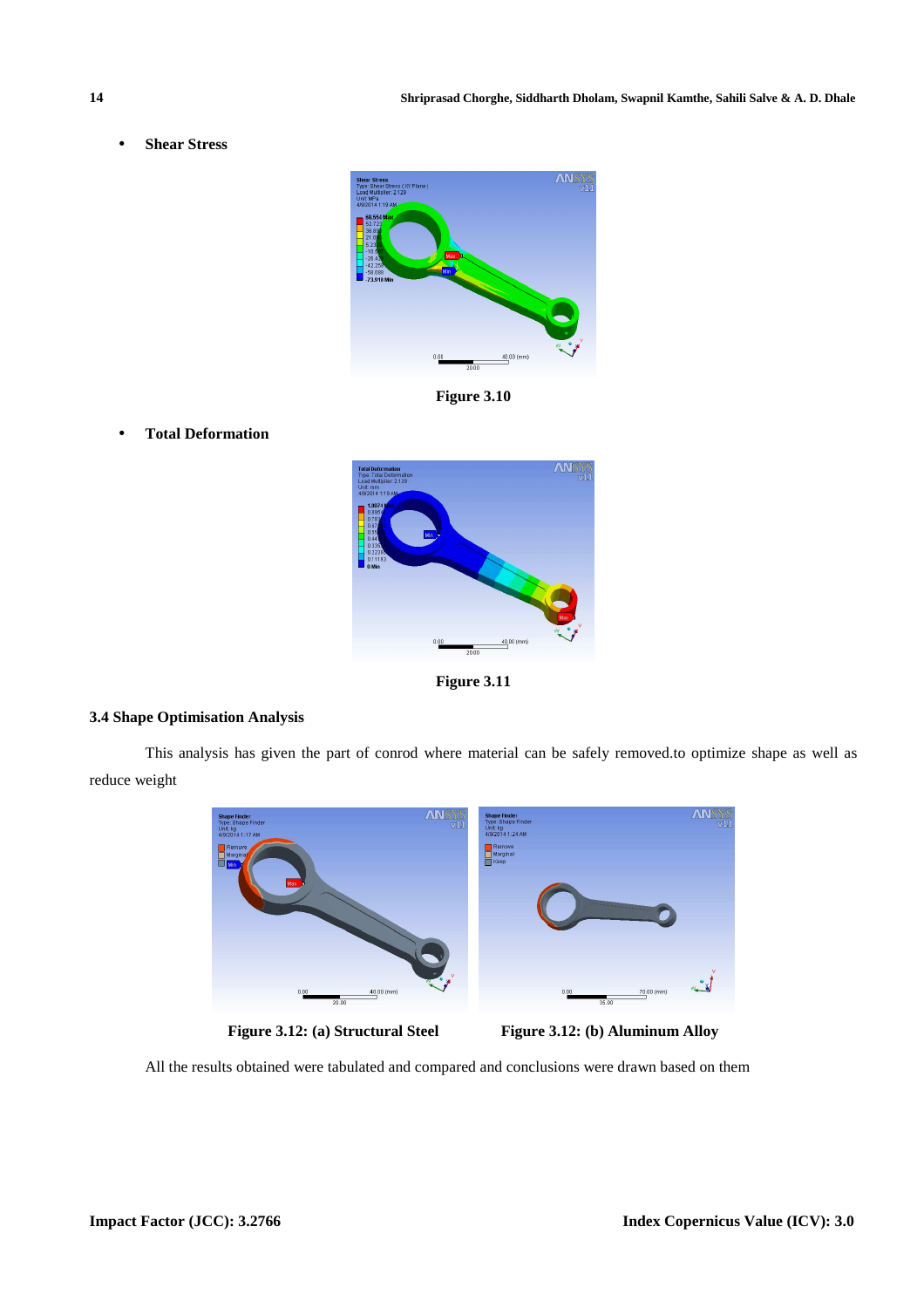- **Shear Stress**

**Figure 3.10**

- **Total Deformation**

**Figure 3.11**

### 3.4 Shape Optimisation Analysis

This analysis has given the part of conrod where material can be safely removed.to optimize shape as well as reduce weight

**Figure 3.12: (a) Structural Steel** **Figure 3.12: (b) Aluminum Alloy**

All the results obtained were tabulated and compared and conclusions were drawn based on them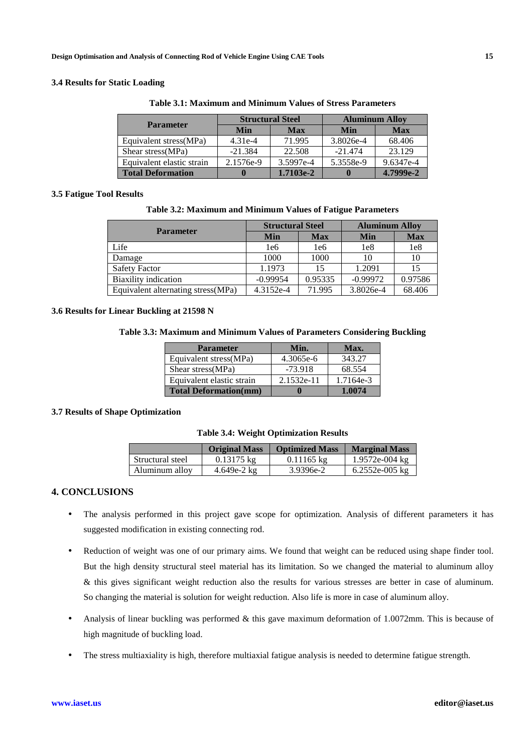### 3.4 Results for Static Loading

**Table 3.1: Maximum and Minimum Values of Stress Parameters**

| Parameter | Structural Steel | | Aluminum Alloy | |
|---|---|---|---|---|
| | Min | Max | Min | Max |
| Equivalent stress(MPa) | 4.31e-4 | 71.995 | 3.8026e-4 | 68.406 |
| Shear stress(MPa) | -21.384 | 22.508 | -21.474 | 23.129 |
| Equivalent elastic strain | 2.1576e-9 | 3.5997e-4 | 5.3558e-9 | 9.6347e-4 |
| **Total Deformation** | **0** | **1.7103e-2** | **0** | **4.7999e-2** |

### 3.5 Fatigue Tool Results

**Table 3.2: Maximum and Minimum Values of Fatigue Parameters**

| Parameter | Structural Steel | | Aluminum Alloy | |
|---|---|---|---|---|
| | Min | Max | Min | Max |
| Life | 1e6 | 1e6 | 1e8 | 1e8 |
| Damage | 1000 | 1000 | 10 | 10 |
| Safety Factor | 1.1973 | 15 | 1.2091 | 15 |
| Biaxility indication | -0.99954 | 0.95335 | -0.99972 | 0.97586 |
| Equivalent alternating stress(MPa) | 4.3152e-4 | 71.995 | 3.8026e-4 | 68.406 |

### 3.6 Results for Linear Buckling at 21598 N

**Table 3.3: Maximum and Minimum Values of Parameters Considering Buckling**

| Parameter | Min. | Max. |
|---|---|---|
| Equivalent stress(MPa) | 4.3065e-6 | 343.27 |
| Shear stress(MPa) | -73.918 | 68.554 |
| Equivalent elastic strain | 2.1532e-11 | 1.7164e-3 |
| **Total Deformation(mm)** | **0** | **1.0074** |

### 3.7 Results of Shape Optimization

**Table 3.4: Weight Optimization Results**

| | Original Mass | Optimized Mass | Marginal Mass |
|---|---|---|---|
| Structural steel | 0.13175 kg | 0.11165 kg | 1.9572e-004 kg |
| Aluminum alloy | 4.649e-2 kg | 3.9396e-2 | 6.2552e-005 kg |

## 4. CONCLUSIONS

- The analysis performed in this project gave scope for optimization. Analysis of different parameters it has suggested modification in existing connecting rod.
- Reduction of weight was one of our primary aims. We found that weight can be reduced using shape finder tool. But the high density structural steel material has its limitation. So we changed the material to aluminum alloy & this gives significant weight reduction also the results for various stresses are better in case of aluminum. So changing the material is solution for weight reduction. Also life is more in case of aluminum alloy.
- Analysis of linear buckling was performed & this gave maximum deformation of 1.0072mm. This is because of high magnitude of buckling load.
- The stress multiaxiality is high, therefore multiaxial fatigue analysis is needed to determine fatigue strength.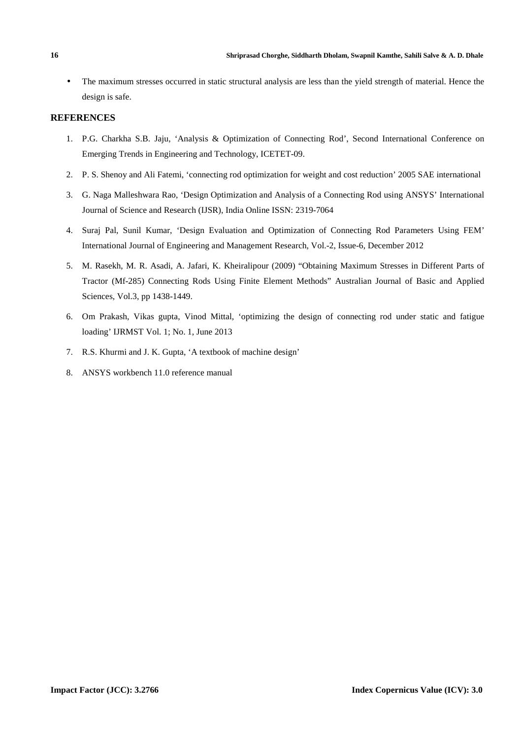- The maximum stresses occurred in static structural analysis are less than the yield strength of material. Hence the design is safe.

## REFERENCES

1. P.G. Charkha S.B. Jaju, 'Analysis & Optimization of Connecting Rod', Second International Conference on Emerging Trends in Engineering and Technology, ICETET-09.
2. P. S. Shenoy and Ali Fatemi, 'connecting rod optimization for weight and cost reduction' 2005 SAE international
3. G. Naga Malleshwara Rao, 'Design Optimization and Analysis of a Connecting Rod using ANSYS' International Journal of Science and Research (IJSR), India Online ISSN: 2319-7064
4. Suraj Pal, Sunil Kumar, 'Design Evaluation and Optimization of Connecting Rod Parameters Using FEM' International Journal of Engineering and Management Research, Vol.-2, Issue-6, December 2012
5. M. Rasekh, M. R. Asadi, A. Jafari, K. Kheiralipour (2009) "Obtaining Maximum Stresses in Different Parts of Tractor (Mf-285) Connecting Rods Using Finite Element Methods" Australian Journal of Basic and Applied Sciences, Vol.3, pp 1438-1449.
6. Om Prakash, Vikas gupta, Vinod Mittal, 'optimizing the design of connecting rod under static and fatigue loading' IJRMST Vol. 1; No. 1, June 2013
7. R.S. Khurmi and J. K. Gupta, 'A textbook of machine design'
8. ANSYS workbench 11.0 reference manual